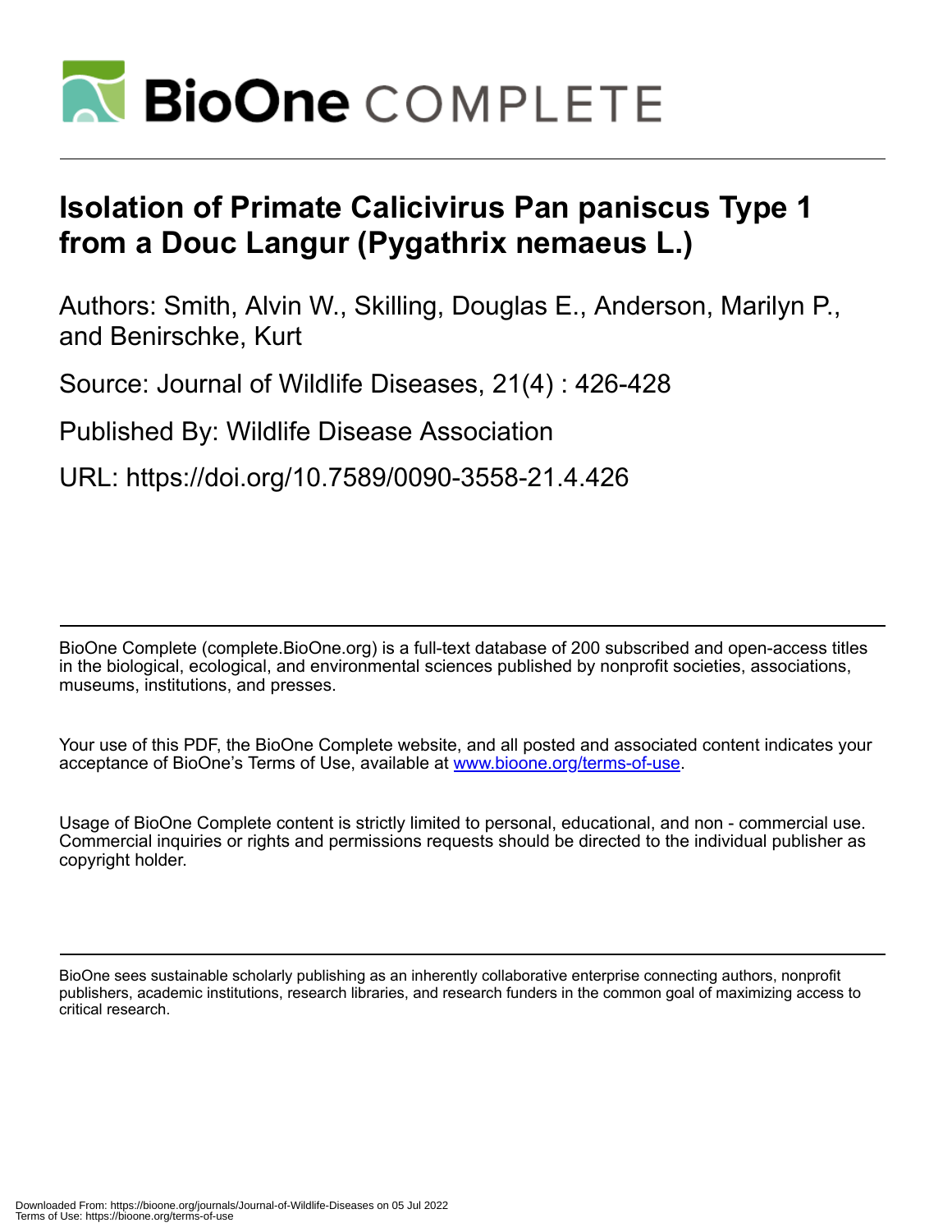# Isolation of Primate Calicivirus Pan paniscus Type 1 from a Douc Langur (Pygathrix nemaeus L.)

Authors: Smith, Alvin W., Skilling, Douglas E., Anderson, Marilyn P., and Benirschke, Kurt

Source: Journal of Wildlife Diseases, 21(4) : 426-428

Published By: Wildlife Disease Association

URL: https://doi.org/10.7589/0090-3558-21.4.426

BioOne Complete (complete.BioOne.org) is a full-text database of 200 subscribed and open-access titles in the biological, ecological, and environmental sciences published by nonprofit societies, associations, museums, institutions, and presses.

Your use of this PDF, the BioOne Complete website, and all posted and associated content indicates your acceptance of BioOne's Terms of Use, available at www.bioone.org/terms-of-use.

Usage of BioOne Complete content is strictly limited to personal, educational, and non - commercial use. Commercial inquiries or rights and permissions requests should be directed to the individual publisher as copyright holder.

BioOne sees sustainable scholarly publishing as an inherently collaborative enterprise connecting authors, nonprofit publishers, academic institutions, research libraries, and research funders in the common goal of maximizing access to critical research.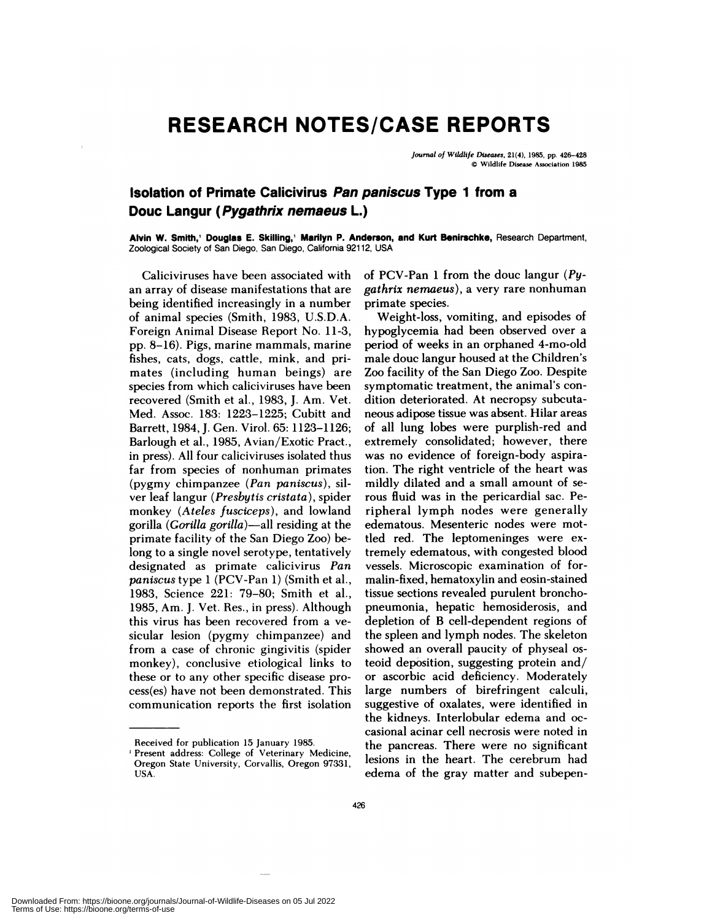# RESEARCH NOTES/CASE REPORTS

## Isolation of Primate Calicivirus *Pan paniscus* Type 1 from a Douc Langur (*Pygathrix nemaeus* L.)

**Alvin W. Smith,[1] Douglas E. Skilling,[1] Marilyn P. Anderson, and Kurt Benirschke,** Research Department, Zoological Society of San Diego, San Diego, California 92112, USA

Caliciviruses have been associated with an array of disease manifestations that are being identified increasingly in a number of animal species (Smith, 1983, U.S.D.A. Foreign Animal Disease Report No. 11-3, pp. 8–16). Pigs, marine mammals, marine fishes, cats, dogs, cattle, mink, and primates (including human beings) are species from which caliciviruses have been recovered (Smith et al., 1983, J. Am. Vet. Med. Assoc. 183: 1223–1225; Cubitt and Barrett, 1984, J. Gen. Virol. 65: 1123–1126; Barlough et al., 1985, Avian/Exotic Pract., in press). All four caliciviruses isolated thus far from species of nonhuman primates (pygmy chimpanzee (*Pan paniscus*), silver leaf langur (*Presbytis cristata*), spider monkey (*Ateles fusciceps*), and lowland gorilla (*Gorilla gorilla*)—all residing at the primate facility of the San Diego Zoo) belong to a single novel serotype, tentatively designated as primate calicivirus *Pan paniscus* type 1 (PCV-Pan 1) (Smith et al., 1983, Science 221: 79–80; Smith et al., 1985, Am. J. Vet. Res., in press). Although this virus has been recovered from a vesicular lesion (pygmy chimpanzee) and from a case of chronic gingivitis (spider monkey), conclusive etiological links to these or to any other specific disease process(es) have not been demonstrated. This communication reports the first isolation of PCV-Pan 1 from the douc langur (*Pygathrix nemaeus*), a very rare nonhuman primate species.

Weight-loss, vomiting, and episodes of hypoglycemia had been observed over a period of weeks in an orphaned 4-mo-old male douc langur housed at the Children's Zoo facility of the San Diego Zoo. Despite symptomatic treatment, the animal's condition deteriorated. At necropsy subcutaneous adipose tissue was absent. Hilar areas of all lung lobes were purplish-red and extremely consolidated; however, there was no evidence of foreign-body aspiration. The right ventricle of the heart was mildly dilated and a small amount of serous fluid was in the pericardial sac. Peripheral lymph nodes were generally edematous. Mesenteric nodes were mottled red. The leptomeninges were extremely edematous, with congested blood vessels. Microscopic examination of formalin-fixed, hematoxylin and eosin-stained tissue sections revealed purulent bronchopneumonia, hepatic hemosiderosis, and depletion of B cell-dependent regions of the spleen and lymph nodes. The skeleton showed an overall paucity of physeal osteoid deposition, suggesting protein and/or ascorbic acid deficiency. Moderately large numbers of birefringent calculi, suggestive of oxalates, were identified in the kidneys. Interlobular edema and occasional acinar cell necrosis were noted in the pancreas. There were no significant lesions in the heart. The cerebrum had edema of the gray matter and subepen-

---

Received for publication 15 January 1985.

[1] Present address: College of Veterinary Medicine, Oregon State University, Corvallis, Oregon 97331, USA.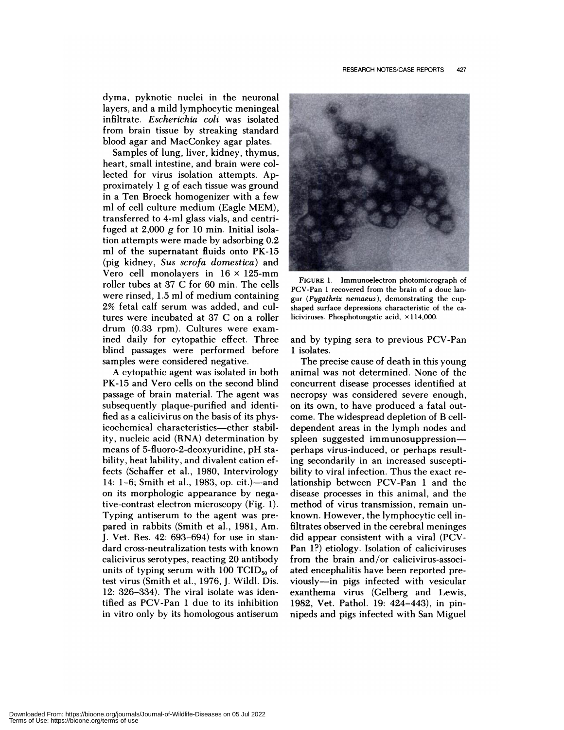dyma, pyknotic nuclei in the neuronal layers, and a mild lymphocytic meningeal infiltrate. *Escherichia coli* was isolated from brain tissue by streaking standard blood agar and MacConkey agar plates.

Samples of lung, liver, kidney, thymus, heart, small intestine, and brain were collected for virus isolation attempts. Approximately 1 g of each tissue was ground in a Ten Broeck homogenizer with a few ml of cell culture medium (Eagle MEM), transferred to 4-ml glass vials, and centrifuged at 2,000 *g* for 10 min. Initial isolation attempts were made by adsorbing 0.2 ml of the supernatant fluids onto PK-15 (pig kidney, *Sus scrofa domestica*) and Vero cell monolayers in 16 × 125-mm roller tubes at 37 C for 60 min. The cells were rinsed, 1.5 ml of medium containing 2% fetal calf serum was added, and cultures were incubated at 37 C on a roller drum (0.33 rpm). Cultures were examined daily for cytopathic effect. Three blind passages were performed before samples were considered negative.

A cytopathic agent was isolated in both PK-15 and Vero cells on the second blind passage of brain material. The agent was subsequently plaque-purified and identified as a calicivirus on the basis of its physicochemical characteristics—ether stability, nucleic acid (RNA) determination by means of 5-fluoro-2-deoxyuridine, pH stability, heat lability, and divalent cation effects (Schaffer et al., 1980, Intervirology 14: 1–6; Smith et al., 1983, op. cit.)—and on its morphologic appearance by negative-contrast electron microscopy (Fig. 1). Typing antiserum to the agent was prepared in rabbits (Smith et al., 1981, Am. J. Vet. Res. 42: 693–694) for use in standard cross-neutralization tests with known calicivirus serotypes, reacting 20 antibody units of typing serum with 100 $TCID_{50}$ of test virus (Smith et al., 1976, J. Wildl. Dis. 12: 326–334). The viral isolate was identified as PCV-Pan 1 due to its inhibition in vitro only by its homologous antiserum and by typing sera to previous PCV-Pan 1 isolates.

FIGURE 1. Immunoelectron photomicrograph of PCV-Pan 1 recovered from the brain of a douc langur (*Pygathrix nemaeus*), demonstrating the cup-shaped surface depressions characteristic of the caliciviruses. Phosphotungstic acid, ×114,000.

The precise cause of death in this young animal was not determined. None of the concurrent disease processes identified at necropsy was considered severe enough, on its own, to have produced a fatal outcome. The widespread depletion of B cell-dependent areas in the lymph nodes and spleen suggested immunosuppression—perhaps virus-induced, or perhaps resulting secondarily in an increased susceptibility to viral infection. Thus the exact relationship between PCV-Pan 1 and the disease processes in this animal, and the method of virus transmission, remain unknown. However, the lymphocytic cell infiltrates observed in the cerebral meninges did appear consistent with a viral (PCV-Pan 1?) etiology. Isolation of caliciviruses from the brain and/or calicivirus-associated encephalitis have been reported previously—in pigs infected with vesicular exanthema virus (Gelberg and Lewis, 1982, Vet. Pathol. 19: 424–443), in pinnipeds and pigs infected with San Miguel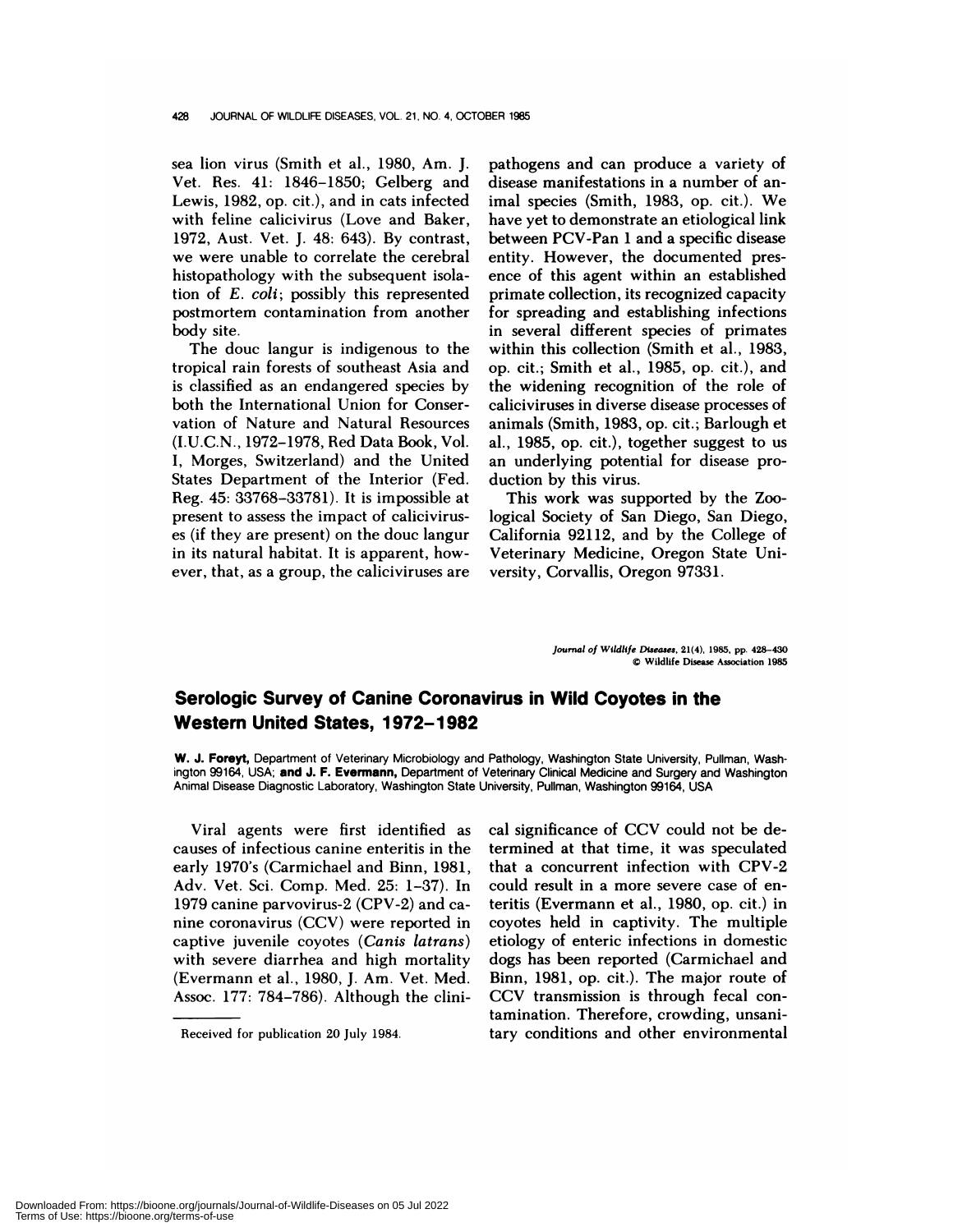sea lion virus (Smith et al., 1980, Am. J. Vet. Res. 41: 1846–1850; Gelberg and Lewis, 1982, op. cit.), and in cats infected with feline calicivirus (Love and Baker, 1972, Aust. Vet. J. 48: 643). By contrast, we were unable to correlate the cerebral histopathology with the subsequent isolation of *E. coli*; possibly this represented postmortem contamination from another body site.

The douc langur is indigenous to the tropical rain forests of southeast Asia and is classified as an endangered species by both the International Union for Conservation of Nature and Natural Resources (I.U.C.N., 1972–1978, Red Data Book, Vol. I, Morges, Switzerland) and the United States Department of the Interior (Fed. Reg. 45: 33768–33781). It is impossible at present to assess the impact of caliciviruses (if they are present) on the douc langur in its natural habitat. It is apparent, however, that, as a group, the caliciviruses are pathogens and can produce a variety of disease manifestations in a number of animal species (Smith, 1983, op. cit.). We have yet to demonstrate an etiological link between PCV-Pan 1 and a specific disease entity. However, the documented presence of this agent within an established primate collection, its recognized capacity for spreading and establishing infections in several different species of primates within this collection (Smith et al., 1983, op. cit.; Smith et al., 1985, op. cit.), and the widening recognition of the role of caliciviruses in diverse disease processes of animals (Smith, 1983, op. cit.; Barlough et al., 1985, op. cit.), together suggest to us an underlying potential for disease production by this virus.

This work was supported by the Zoological Society of San Diego, San Diego, California 92112, and by the College of Veterinary Medicine, Oregon State University, Corvallis, Oregon 97331.

*Journal of Wildlife Diseases*, 21(4), 1985, pp. 428–430
© Wildlife Disease Association 1985

## Serologic Survey of Canine Coronavirus in Wild Coyotes in the Western United States, 1972–1982

**W. J. Foreyt,** Department of Veterinary Microbiology and Pathology, Washington State University, Pullman, Washington 99164, USA; **and J. F. Evermann,** Department of Veterinary Clinical Medicine and Surgery and Washington Animal Disease Diagnostic Laboratory, Washington State University, Pullman, Washington 99164, USA

Viral agents were first identified as causes of infectious canine enteritis in the early 1970's (Carmichael and Binn, 1981, Adv. Vet. Sci. Comp. Med. 25: 1–37). In 1979 canine parvovirus-2 (CPV-2) and canine coronavirus (CCV) were reported in captive juvenile coyotes (*Canis latrans*) with severe diarrhea and high mortality (Evermann et al., 1980, J. Am. Vet. Med. Assoc. 177: 784–786). Although the clinical significance of CCV could not be determined at that time, it was speculated that a concurrent infection with CPV-2 could result in a more severe case of enteritis (Evermann et al., 1980, op. cit.) in coyotes held in captivity. The multiple etiology of enteric infections in domestic dogs has been reported (Carmichael and Binn, 1981, op. cit.). The major route of CCV transmission is through fecal contamination. Therefore, crowding, unsanitary conditions and other environmental

Received for publication 20 July 1984.